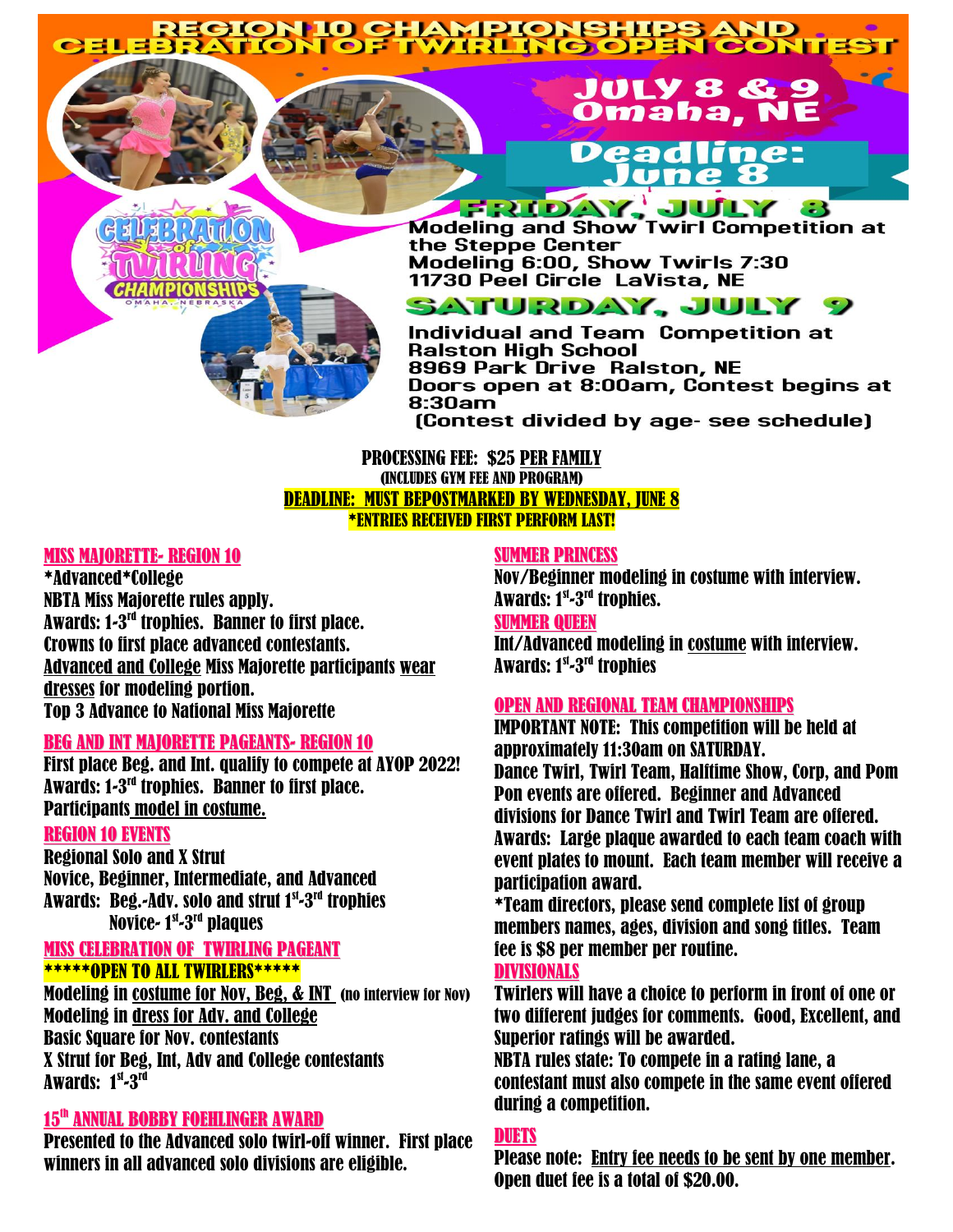# REGION 10 CHAMPIONSHIPS AND CELEBRATION OF TWIRLING OPEN CONTEST

**JULY 8 & 9**
**Omaha, NE**

**Deadline: June 8**

CELEBRATION of TWIRLING CHAMPIONSHIPS
OMAHA, NEBRASKA

## FRIDAY, JULY 8

Modeling and Show Twirl Competition at the Steppe Center
Modeling 6:00, Show Twirls 7:30
11730 Peel Circle LaVista, NE

## SATURDAY, JULY 9

Individual and Team Competition at Ralston High School
8969 Park Drive Ralston, NE
Doors open at 8:00am, Contest begins at 8:30am
(Contest divided by age- see schedule)

**PROCESSING FEE: $25 PER FAMILY**
(INCLUDES GYM FEE AND PROGRAM)
**DEADLINE: MUST BEPOSTMARKED BY WEDNESDAY, JUNE 8**
***ENTRIES RECEIVED FIRST PERFORM LAST!**

### MISS MAJORETTE- REGION 10

*Advanced*College
NBTA Miss Majorette rules apply.
Awards: 1-3rd trophies. Banner to first place.
Crowns to first place advanced contestants.
Advanced and College Miss Majorette participants wear dresses for modeling portion.
Top 3 Advance to National Miss Majorette

### BEG AND INT MAJORETTE PAGEANTS- REGION 10

First place Beg. and Int. qualify to compete at AYOP 2022!
Awards: 1-3rd trophies. Banner to first place.
Participants model in costume.

### REGION 10 EVENTS

Regional Solo and X Strut
Novice, Beginner, Intermediate, and Advanced
Awards: Beg.-Adv. solo and strut 1st-3rd trophies
Novice- 1st-3rd plaques

### MISS CELEBRATION OF TWIRLING PAGEANT

*****OPEN TO ALL TWIRLERS*****
Modeling in costume for Nov, Beg, & INT (no interview for Nov)
Modeling in dress for Adv. and College
Basic Square for Nov. contestants
X Strut for Beg, Int, Adv and College contestants
Awards: 1st-3rd

### 15th ANNUAL BOBBY FOEHLINGER AWARD

Presented to the Advanced solo twirl-off winner. First place winners in all advanced solo divisions are eligible.

### SUMMER PRINCESS

Nov/Beginner modeling in costume with interview.
Awards: 1st-3rd trophies.

### SUMMER QUEEN

Int/Advanced modeling in costume with interview.
Awards: 1st-3rd trophies

### OPEN AND REGIONAL TEAM CHAMPIONSHIPS

IMPORTANT NOTE: This competition will be held at approximately 11:30am on SATURDAY.
Dance Twirl, Twirl Team, Halftime Show, Corp, and Pom Pon events are offered. Beginner and Advanced divisions for Dance Twirl and Twirl Team are offered.
Awards: Large plaque awarded to each team coach with event plates to mount. Each team member will receive a participation award.
*Team directors, please send complete list of group members names, ages, division and song titles. Team fee is $8 per member per routine.

### DIVISIONALS

Twirlers will have a choice to perform in front of one or two different judges for comments. Good, Excellent, and Superior ratings will be awarded.
NBTA rules state: To compete in a rating lane, a contestant must also compete in the same event offered during a competition.

### DUETS

Please note: Entry fee needs to be sent by one member.
Open duet fee is a total of $20.00.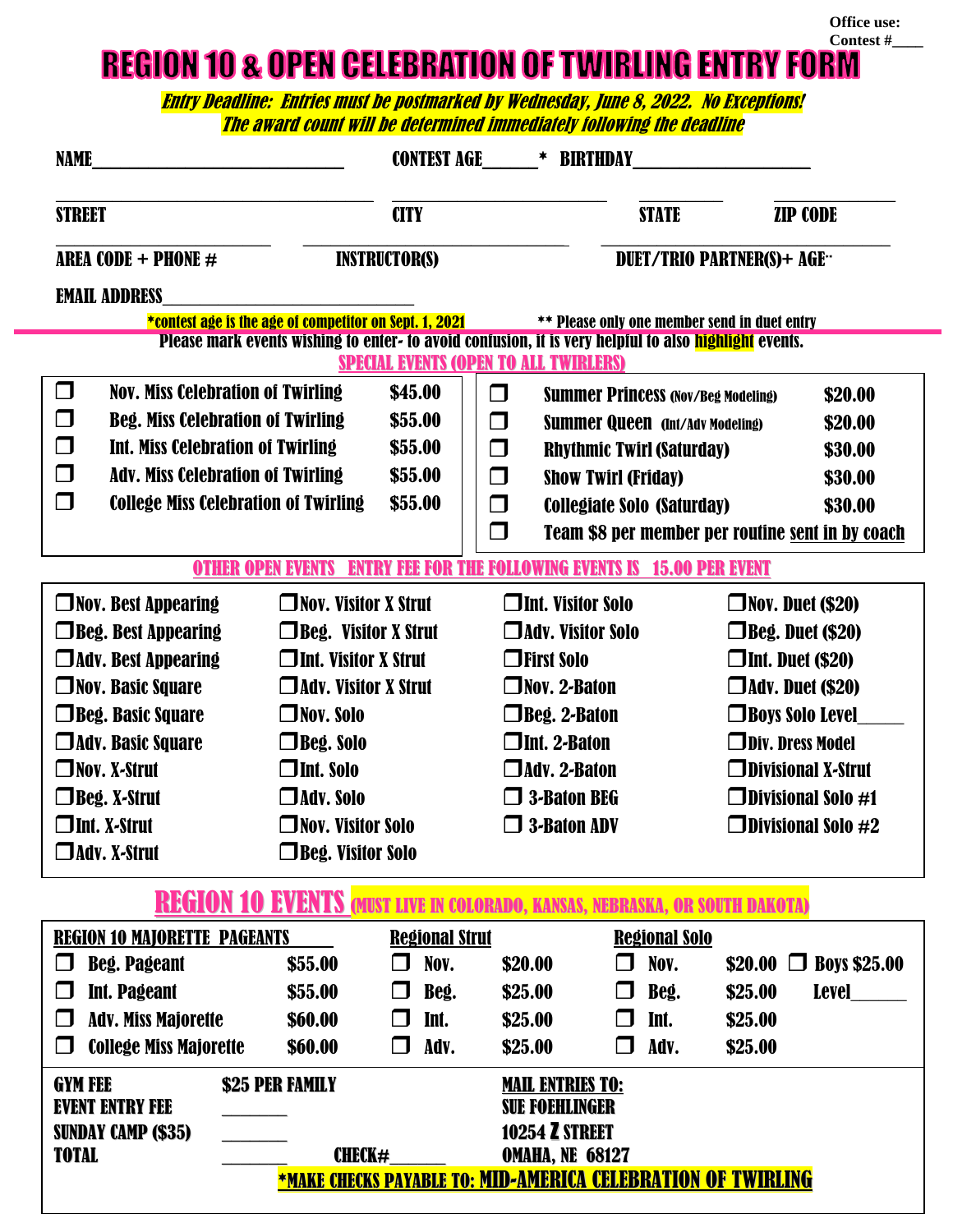Office use:
Contest #____

# REGION 10 & OPEN CELEBRATION OF TWIRLING ENTRY FORM

***Entry Deadline: Entries must be postmarked by Wednesday, June 8, 2022. No Exceptions!***
***The award count will be determined immediately following the deadline***

NAME______________________________ CONTEST AGE______* BIRTHDAY____________________

______________________________ ______________________ __________ __________
STREET CITY STATE ZIP CODE

______________________ ______________________ ______________________________
AREA CODE + PHONE # INSTRUCTOR(S) DUET/TRIO PARTNER(S)+ AGE**

EMAIL ADDRESS______________________________

*contest age is the age of competitor on Sept. 1, 2021 ** Please only one member send in duet entry

Please mark events wishing to enter- to avoid confusion, it is very helpful to also highlight events.

## SPECIAL EVENTS (OPEN TO ALL TWIRLERS)

| | Event | Fee |
|---|---|---|
| ❒ | Nov. Miss Celebration of Twirling | $45.00 |
| ❒ | Beg. Miss Celebration of Twirling | $55.00 |
| ❒ | Int. Miss Celebration of Twirling | $55.00 |
| ❒ | Adv. Miss Celebration of Twirling | $55.00 |
| ❒ | College Miss Celebration of Twirling | $55.00 |
| ❒ | Summer Princess (Nov/Beg Modeling) | $20.00 |
| ❒ | Summer Queen (Int/Adv Modeling) | $20.00 |
| ❒ | Rhythmic Twirl (Saturday) | $30.00 |
| ❒ | Show Twirl (Friday) | $30.00 |
| ❒ | Collegiate Solo (Saturday) | $30.00 |
| ❒ | Team $8 per member per routine sent in by coach | |

## OTHER OPEN EVENTS ENTRY FEE FOR THE FOLLOWING EVENTS IS 15.00 PER EVENT

| | | | |
|---|---|---|---|
| ❒Nov. Best Appearing | ❒Nov. Visitor X Strut | ❒Int. Visitor Solo | ❒Nov. Duet ($20) |
| ❒Beg. Best Appearing | ❒Beg. Visitor X Strut | ❒Adv. Visitor Solo | ❒Beg. Duet ($20) |
| ❒Adv. Best Appearing | ❒Int. Visitor X Strut | ❒First Solo | ❒Int. Duet ($20) |
| ❒Nov. Basic Square | ❒Adv. Visitor X Strut | ❒Nov. 2-Baton | ❒Adv. Duet ($20) |
| ❒Beg. Basic Square | ❒Nov. Solo | ❒Beg. 2-Baton | ❒Boys Solo Level_____ |
| ❒Adv. Basic Square | ❒Beg. Solo | ❒Int. 2-Baton | ❒Div. Dress Model |
| ❒Nov. X-Strut | ❒Int. Solo | ❒Adv. 2-Baton | ❒Divisional X-Strut |
| ❒Beg. X-Strut | ❒Adv. Solo | ❒ 3-Baton BEG | ❒Divisional Solo #1 |
| ❒Int. X-Strut | ❒Nov. Visitor Solo | ❒ 3-Baton ADV | ❒Divisional Solo #2 |
| ❒Adv. X-Strut | ❒Beg. Visitor Solo | | |

## REGION 10 EVENTS (MUST LIVE IN COLORADO, KANSAS, NEBRASKA, OR SOUTH DAKOTA)

| REGION 10 MAJORETTE PAGEANTS | | Regional Strut | | Regional Solo | | |
|---|---|---|---|---|---|---|
| ❒ Beg. Pageant | $55.00 | ❒ Nov. | $20.00 | ❒ Nov. | $20.00 | ❒ Boys $25.00 |
| ❒ Int. Pageant | $55.00 | ❒ Beg. | $25.00 | ❒ Beg. | $25.00 | Level______ |
| ❒ Adv. Miss Majorette | $60.00 | ❒ Int. | $25.00 | ❒ Int. | $25.00 | |
| ❒ College Miss Majorette | $60.00 | ❒ Adv. | $25.00 | ❒ Adv. | $25.00 | |

GYM FEE $25 PER FAMILY
EVENT ENTRY FEE ________
SUNDAY CAMP ($35) ________
TOTAL ________ CHECK#______

**MAIL ENTRIES TO:**
SUE FOEHLINGER
10254 Z STREET
OMAHA, NE 68127

***MAKE CHECKS PAYABLE TO: MID-AMERICA CELEBRATION OF TWIRLING**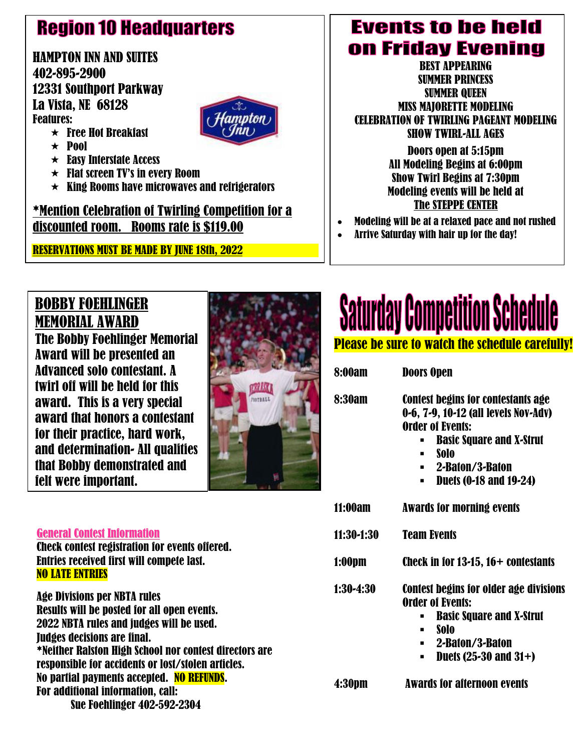## Region 10 Headquarters

**HAMPTON INN AND SUITES**
**402-895-2900**
**12331 Southport Parkway**
**La Vista, NE 68128**

**Features:**

- Free Hot Breakfast
- Pool
- Easy Interstate Access
- Flat screen TV's in every Room
- King Rooms have microwaves and refrigerators

**\*Mention Celebration of Twirling Competition for a discounted room. Rooms rate is $119.00**

**RESERVATIONS MUST BE MADE BY JUNE 18th, 2022**

## Events to be held on Friday Evening

**BEST APPEARING**
**SUMMER PRINCESS**
**SUMMER QUEEN**
**MISS MAJORETTE MODELING**
**CELEBRATION OF TWIRLING PAGEANT MODELING**
**SHOW TWIRL-ALL AGES**

**Doors open at 5:15pm**
**All Modeling Begins at 6:00pm**
**Show Twirl Begins at 7:30pm**
**Modeling events will be held at**
**The STEPPE CENTER**

- Modeling will be at a relaxed pace and not rushed
- Arrive Saturday with hair up for the day!

## BOBBY FOEHLINGER MEMORIAL AWARD

The Bobby Foehlinger Memorial Award will be presented an Advanced solo contestant. A twirl off will be held for this award. This is a very special award that honors a contestant for their practice, hard work, and determination- All qualities that Bobby demonstrated and felt were important.

## Saturday Competition Schedule

**Please be sure to watch the schedule carefully!**

| | |
|---|---|
| 8:00am | Doors Open |
| 8:30am | Contest begins for contestants age 0-6, 7-9, 10-12 (all levels Nov-Adv)<br>Order of Events:<br>▪ Basic Square and X-Strut<br>▪ Solo<br>▪ 2-Baton/3-Baton<br>▪ Duets (0-18 and 19-24) |
| 11:00am | Awards for morning events |
| 11:30-1:30 | Team Events |
| 1:00pm | Check in for 13-15, 16+ contestants |
| 1:30-4:30 | Contest begins for older age divisions<br>Order of Events:<br>▪ Basic Square and X-Strut<br>▪ Solo<br>▪ 2-Baton/3-Baton<br>▪ Duets (25-30 and 31+) |
| 4:30pm | Awards for afternoon events |

### General Contest Information

Check contest registration for events offered.
Entries received first will compete last.
**NO LATE ENTRIES**

Age Divisions per NBTA rules
Results will be posted for all open events.
2022 NBTA rules and judges will be used.
Judges decisions are final.
\*Neither Ralston High School nor contest directors are responsible for accidents or lost/stolen articles.
No partial payments accepted. **NO REFUNDS**.
For additional information, call:
Sue Foehlinger 402-592-2304